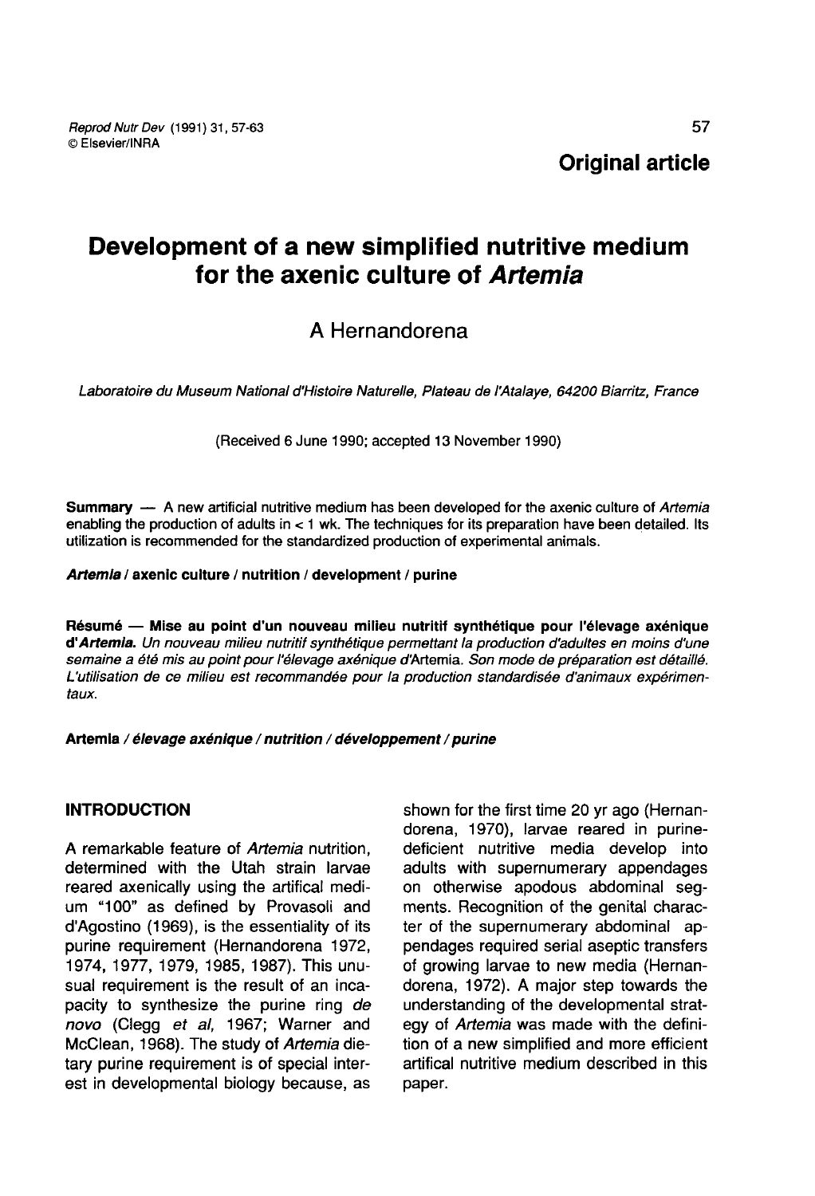Original article

# Development of a new simplified nutritive medium for the axenic culture of *Artemia*

A Hernandorena

*Laboratoire du Museum National d'Histoire Naturelle, Plateau de l'Atalaye, 64200 Biarritz, France*

(Received 6 June 1990; accepted 13 November 1990)

**Summary** — A new artificial nutritive medium has been developed for the axenic culture of *Artemia* enabling the production of adults in < 1 wk. The techniques for its preparation have been detailed. Its utilization is recommended for the standardized production of experimental animals.

***Artemia* / axenic culture / nutrition / development / purine**

**Résumé — Mise au point d'un nouveau milieu nutritif synthétique pour l'élevage axénique d'*Artemia*.** *Un nouveau milieu nutritif synthétique permettant la production d'adultes en moins d'une semaine a été mis au point pour l'élevage axénique d'*Artemia. *Son mode de préparation est détaillé. L'utilisation de ce milieu est recommandée pour la production standardisée d'animaux expérimentaux.*

**Artemia** ***/ élevage axénique / nutrition / développement / purine***

## INTRODUCTION

A remarkable feature of *Artemia* nutrition, determined with the Utah strain larvae reared axenically using the artifical medium "100" as defined by Provasoli and d'Agostino (1969), is the essentiality of its purine requirement (Hernandorena 1972, 1974, 1977, 1979, 1985, 1987). This unusual requirement is the result of an incapacity to synthesize the purine ring *de novo* (Clegg *et al*, 1967; Warner and McClean, 1968). The study of *Artemia* dietary purine requirement is of special interest in developmental biology because, as shown for the first time 20 yr ago (Hernandorena, 1970), larvae reared in purine-deficient nutritive media develop into adults with supernumerary appendages on otherwise apodous abdominal segments. Recognition of the genital character of the supernumerary abdominal appendages required serial aseptic transfers of growing larvae to new media (Hernandorena, 1972). A major step towards the understanding of the developmental strategy of *Artemia* was made with the definition of a new simplified and more efficient artifical nutritive medium described in this paper.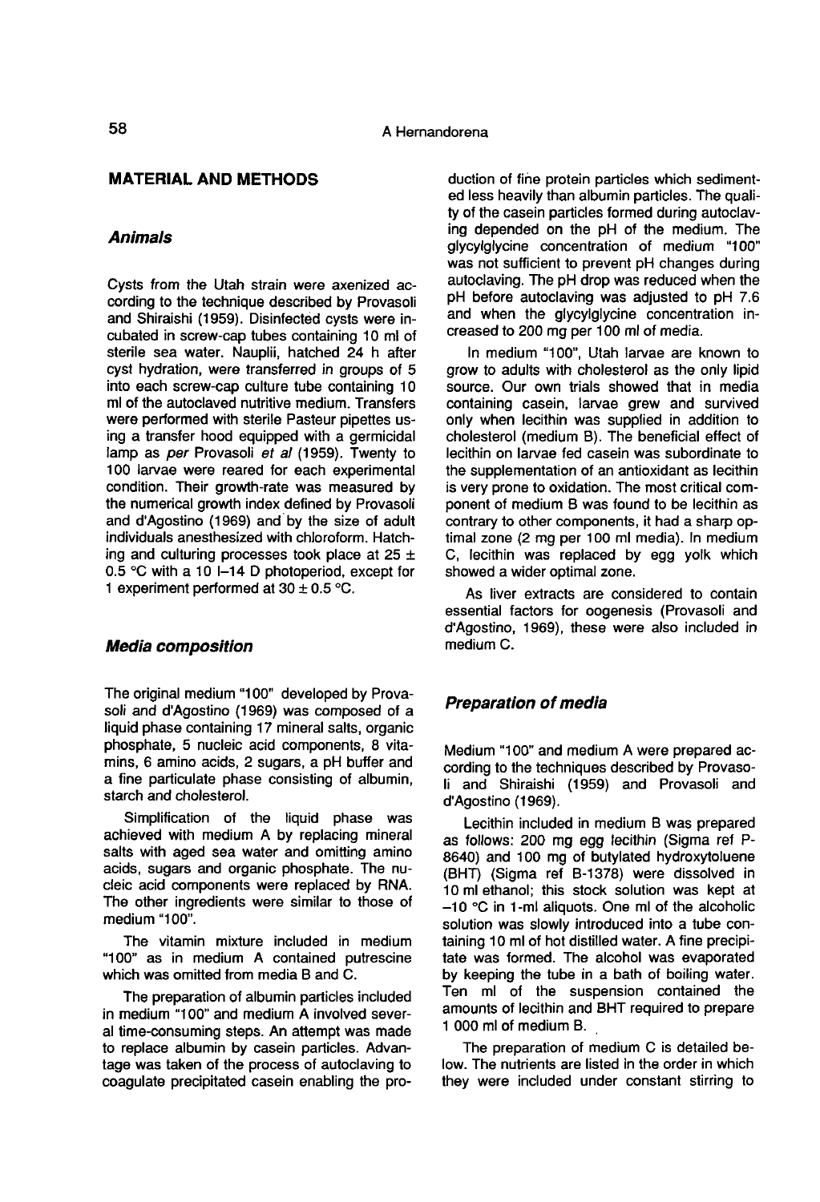## MATERIAL AND METHODS

### *Animals*

Cysts from the Utah strain were axenized according to the technique described by Provasoli and Shiraishi (1959). Disinfected cysts were incubated in screw-cap tubes containing 10 ml of sterile sea water. Nauplii, hatched 24 h after cyst hydration, were transferred in groups of 5 into each screw-cap culture tube containing 10 ml of the autoclaved nutritive medium. Transfers were performed with sterile Pasteur pipettes using a transfer hood equipped with a germicidal lamp as *per* Provasoli *et al* (1959). Twenty to 100 larvae were reared for each experimental condition. Their growth-rate was measured by the numerical growth index defined by Provasoli and d'Agostino (1969) and by the size of adult individuals anesthesized with chloroform. Hatching and culturing processes took place at 25 ± 0.5 °C with a 10 l–14 D photoperiod, except for 1 experiment performed at 30 ± 0.5 °C.

### *Media composition*

The original medium "100" developed by Provasoli and d'Agostino (1969) was composed of a liquid phase containing 17 mineral salts, organic phosphate, 5 nucleic acid components, 8 vitamins, 6 amino acids, 2 sugars, a pH buffer and a fine particulate phase consisting of albumin, starch and cholesterol.

Simplification of the liquid phase was achieved with medium A by replacing mineral salts with aged sea water and omitting amino acids, sugars and organic phosphate. The nucleic acid components were replaced by RNA. The other ingredients were similar to those of medium "100".

The vitamin mixture included in medium "100" as in medium A contained putrescine which was omitted from media B and C.

The preparation of albumin particles included in medium "100" and medium A involved several time-consuming steps. An attempt was made to replace albumin by casein particles. Advantage was taken of the process of autoclaving to coagulate precipitated casein enabling the production of fine protein particles which sedimented less heavily than albumin particles. The quality of the casein particles formed during autoclaving depended on the pH of the medium. The glycylglycine concentration of medium "100" was not sufficient to prevent pH changes during autoclaving. The pH drop was reduced when the pH before autoclaving was adjusted to pH 7.6 and when the glycylglycine concentration increased to 200 mg per 100 ml of media.

In medium "100", Utah larvae are known to grow to adults with cholesterol as the only lipid source. Our own trials showed that in media containing casein, larvae grew and survived only when lecithin was supplied in addition to cholesterol (medium B). The beneficial effect of lecithin on larvae fed casein was subordinate to the supplementation of an antioxidant as lecithin is very prone to oxidation. The most critical component of medium B was found to be lecithin as contrary to other components, it had a sharp optimal zone (2 mg per 100 ml media). In medium C, lecithin was replaced by egg yolk which showed a wider optimal zone.

As liver extracts are considered to contain essential factors for oogenesis (Provasoli and d'Agostino, 1969), these were also included in medium C.

### *Preparation of media*

Medium "100" and medium A were prepared according to the techniques described by Provasoli and Shiraishi (1959) and Provasoli and d'Agostino (1969).

Lecithin included in medium B was prepared as follows: 200 mg egg lecithin (Sigma ref P-8640) and 100 mg of butylated hydroxytoluene (BHT) (Sigma ref B-1378) were dissolved in 10 ml ethanol; this stock solution was kept at –10 °C in 1-ml aliquots. One ml of the alcoholic solution was slowly introduced into a tube containing 10 ml of hot distilled water. A fine precipitate was formed. The alcohol was evaporated by keeping the tube in a bath of boiling water. Ten ml of the suspension contained the amounts of lecithin and BHT required to prepare 1 000 ml of medium B.

The preparation of medium C is detailed below. The nutrients are listed in the order in which they were included under constant stirring to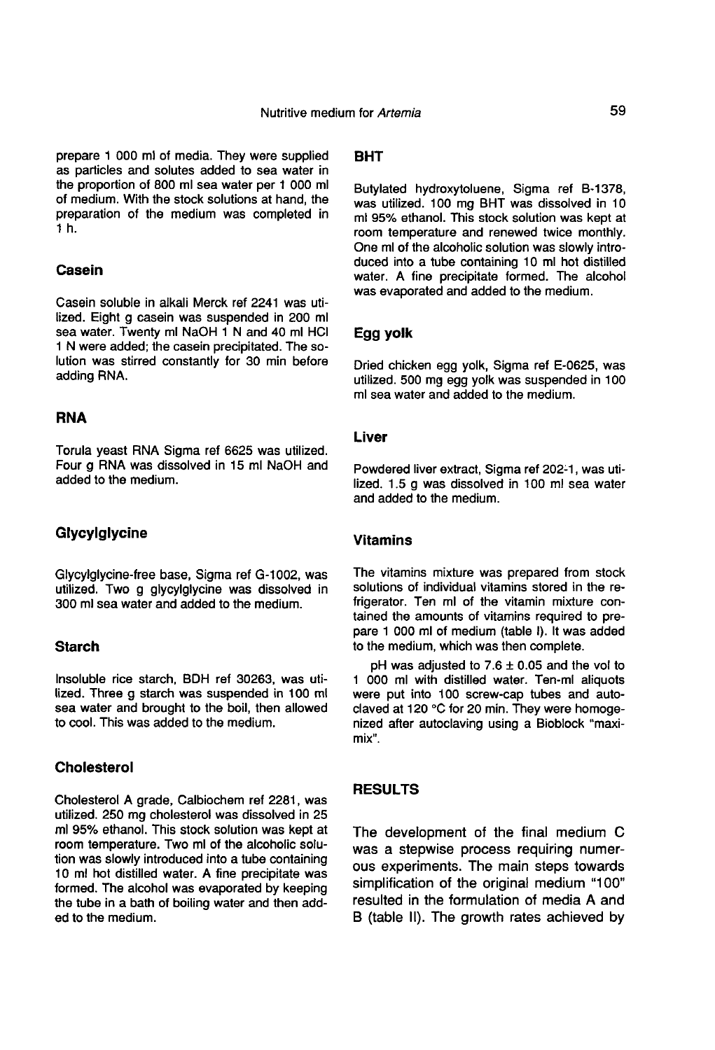prepare 1 000 ml of media. They were supplied as particles and solutes added to sea water in the proportion of 800 ml sea water per 1 000 ml of medium. With the stock solutions at hand, the preparation of the medium was completed in 1 h.

### Casein

Casein soluble in alkali Merck ref 2241 was utilized. Eight g casein was suspended in 200 ml sea water. Twenty ml NaOH 1 N and 40 ml HCl 1 N were added; the casein precipitated. The solution was stirred constantly for 30 min before adding RNA.

### RNA

Torula yeast RNA Sigma ref 6625 was utilized. Four g RNA was dissolved in 15 ml NaOH and added to the medium.

### Glycylglycine

Glycylglycine-free base, Sigma ref G-1002, was utilized. Two g glycylglycine was dissolved in 300 ml sea water and added to the medium.

### Starch

Insoluble rice starch, BDH ref 30263, was utilized. Three g starch was suspended in 100 ml sea water and brought to the boil, then allowed to cool. This was added to the medium.

### Cholesterol

Cholesterol A grade, Calbiochem ref 2281, was utilized. 250 mg cholesterol was dissolved in 25 ml 95% ethanol. This stock solution was kept at room temperature. Two ml of the alcoholic solution was slowly introduced into a tube containing 10 ml hot distilled water. A fine precipitate was formed. The alcohol was evaporated by keeping the tube in a bath of boiling water and then added to the medium.

### BHT

Butylated hydroxytoluene, Sigma ref B-1378, was utilized. 100 mg BHT was dissolved in 10 ml 95% ethanol. This stock solution was kept at room temperature and renewed twice monthly. One ml of the alcoholic solution was slowly introduced into a tube containing 10 ml hot distilled water. A fine precipitate formed. The alcohol was evaporated and added to the medium.

### Egg yolk

Dried chicken egg yolk, Sigma ref E-0625, was utilized. 500 mg egg yolk was suspended in 100 ml sea water and added to the medium.

### Liver

Powdered liver extract, Sigma ref 202-1, was utilized. 1.5 g was dissolved in 100 ml sea water and added to the medium.

### Vitamins

The vitamins mixture was prepared from stock solutions of individual vitamins stored in the refrigerator. Ten ml of the vitamin mixture contained the amounts of vitamins required to prepare 1 000 ml of medium (table I). It was added to the medium, which was then complete.

pH was adjusted to 7.6 ± 0.05 and the vol to 1 000 ml with distilled water. Ten-ml aliquots were put into 100 screw-cap tubes and autoclaved at 120 °C for 20 min. They were homogenized after autoclaving using a Bioblock "maximix".

## RESULTS

The development of the final medium C was a stepwise process requiring numerous experiments. The main steps towards simplification of the original medium "100" resulted in the formulation of media A and B (table II). The growth rates achieved by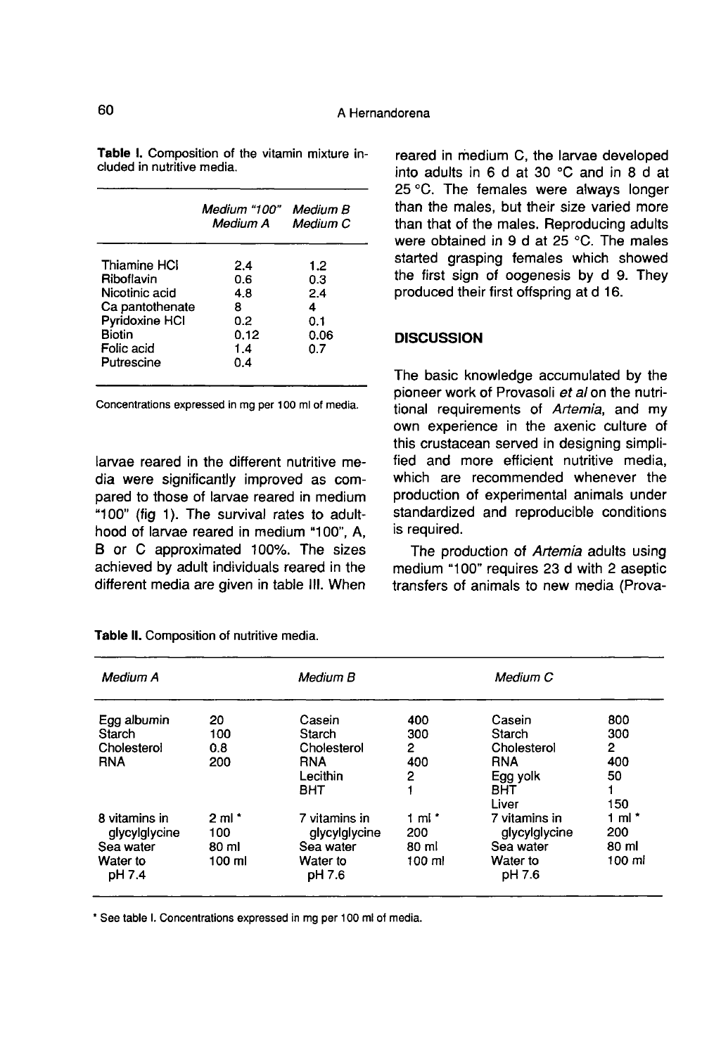**Table I.** Composition of the vitamin mixture included in nutritive media.

| | *Medium "100"* *Medium A* | *Medium B* *Medium C* |
|---|---|---|
| Thiamine HCl | 2.4 | 1.2 |
| Riboflavin | 0.6 | 0.3 |
| Nicotinic acid | 4.8 | 2.4 |
| Ca pantothenate | 8 | 4 |
| Pyridoxine HCl | 0.2 | 0.1 |
| Biotin | 0.12 | 0.06 |
| Folic acid | 1.4 | 0.7 |
| Putrescine | 0.4 | |

Concentrations expressed in mg per 100 ml of media.

larvae reared in the different nutritive media were significantly improved as compared to those of larvae reared in medium "100" (fig 1). The survival rates to adulthood of larvae reared in medium "100", A, B or C approximated 100%. The sizes achieved by adult individuals reared in the different media are given in table III. When reared in medium C, the larvae developed into adults in 6 d at 30 °C and in 8 d at 25 °C. The females were always longer than the males, but their size varied more than that of the males. Reproducing adults were obtained in 9 d at 25 °C. The males started grasping females which showed the first sign of oogenesis by d 9. They produced their first offspring at d 16.

## DISCUSSION

The basic knowledge accumulated by the pioneer work of Provasoli *et al* on the nutritional requirements of *Artemia*, and my own experience in the axenic culture of this crustacean served in designing simplified and more efficient nutritive media, which are recommended whenever the production of experimental animals under standardized and reproducible conditions is required.

The production of *Artemia* adults using medium "100" requires 23 d with 2 aseptic transfers of animals to new media (Prova-

**Table II.** Composition of nutritive media.

| *Medium A* | | *Medium B* | | *Medium C* | |
|---|---|---|---|---|---|
| Egg albumin | 20 | Casein | 400 | Casein | 800 |
| Starch | 100 | Starch | 300 | Starch | 300 |
| Cholesterol | 0.8 | Cholesterol | 2 | Cholesterol | 2 |
| RNA | 200 | RNA | 400 | RNA | 400 |
| | | Lecithin | 2 | Egg yolk | 50 |
| | | BHT | 1 | BHT | 1 |
| | | | | Liver | 150 |
| 8 vitamins in | 2 ml * | 7 vitamins in | 1 ml * | 7 vitamins in | 1 ml * |
| glycylglycine | 100 | glycylglycine | 200 | glycylglycine | 200 |
| Sea water | 80 ml | Sea water | 80 ml | Sea water | 80 ml |
| Water to pH 7.4 | 100 ml | Water to pH 7.6 | 100 ml | Water to pH 7.6 | 100 ml |

* See table I. Concentrations expressed in mg per 100 ml of media.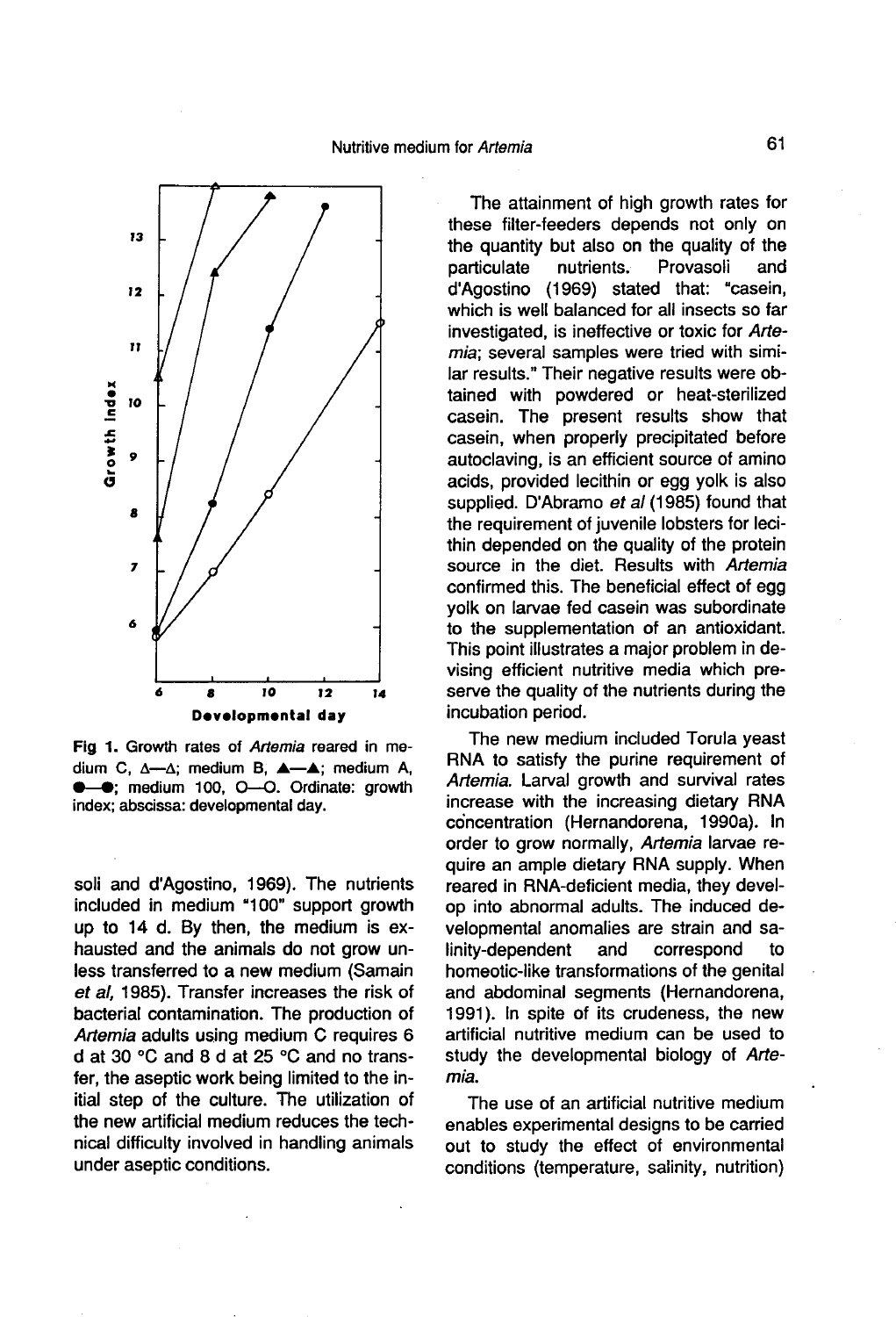Fig 1. Growth rates of *Artemia* reared in medium C, Δ—Δ; medium B, ▲—▲; medium A, ●—●; medium 100, O—O. Ordinate: growth index; abscissa: developmental day.

soli and d'Agostino, 1969). The nutrients included in medium "100" support growth up to 14 d. By then, the medium is exhausted and the animals do not grow unless transferred to a new medium (Samain *et al*, 1985). Transfer increases the risk of bacterial contamination. The production of *Artemia* adults using medium C requires 6 d at 30 °C and 8 d at 25 °C and no transfer, the aseptic work being limited to the initial step of the culture. The utilization of the new artificial medium reduces the technical difficulty involved in handling animals under aseptic conditions.

The attainment of high growth rates for these filter-feeders depends not only on the quantity but also on the quality of the particulate nutrients. Provasoli and d'Agostino (1969) stated that: "casein, which is well balanced for all insects so far investigated, is ineffective or toxic for *Artemia*; several samples were tried with similar results." Their negative results were obtained with powdered or heat-sterilized casein. The present results show that casein, when properly precipitated before autoclaving, is an efficient source of amino acids, provided lecithin or egg yolk is also supplied. D'Abramo *et al* (1985) found that the requirement of juvenile lobsters for lecithin depended on the quality of the protein source in the diet. Results with *Artemia* confirmed this. The beneficial effect of egg yolk on larvae fed casein was subordinate to the supplementation of an antioxidant. This point illustrates a major problem in devising efficient nutritive media which preserve the quality of the nutrients during the incubation period.

The new medium included Torula yeast RNA to satisfy the purine requirement of *Artemia*. Larval growth and survival rates increase with the increasing dietary RNA concentration (Hernandorena, 1990a). In order to grow normally, *Artemia* larvae require an ample dietary RNA supply. When reared in RNA-deficient media, they develop into abnormal adults. The induced developmental anomalies are strain and salinity-dependent and correspond to homeotic-like transformations of the genital and abdominal segments (Hernandorena, 1991). In spite of its crudeness, the new artificial nutritive medium can be used to study the developmental biology of *Artemia*.

The use of an artificial nutritive medium enables experimental designs to be carried out to study the effect of environmental conditions (temperature, salinity, nutrition)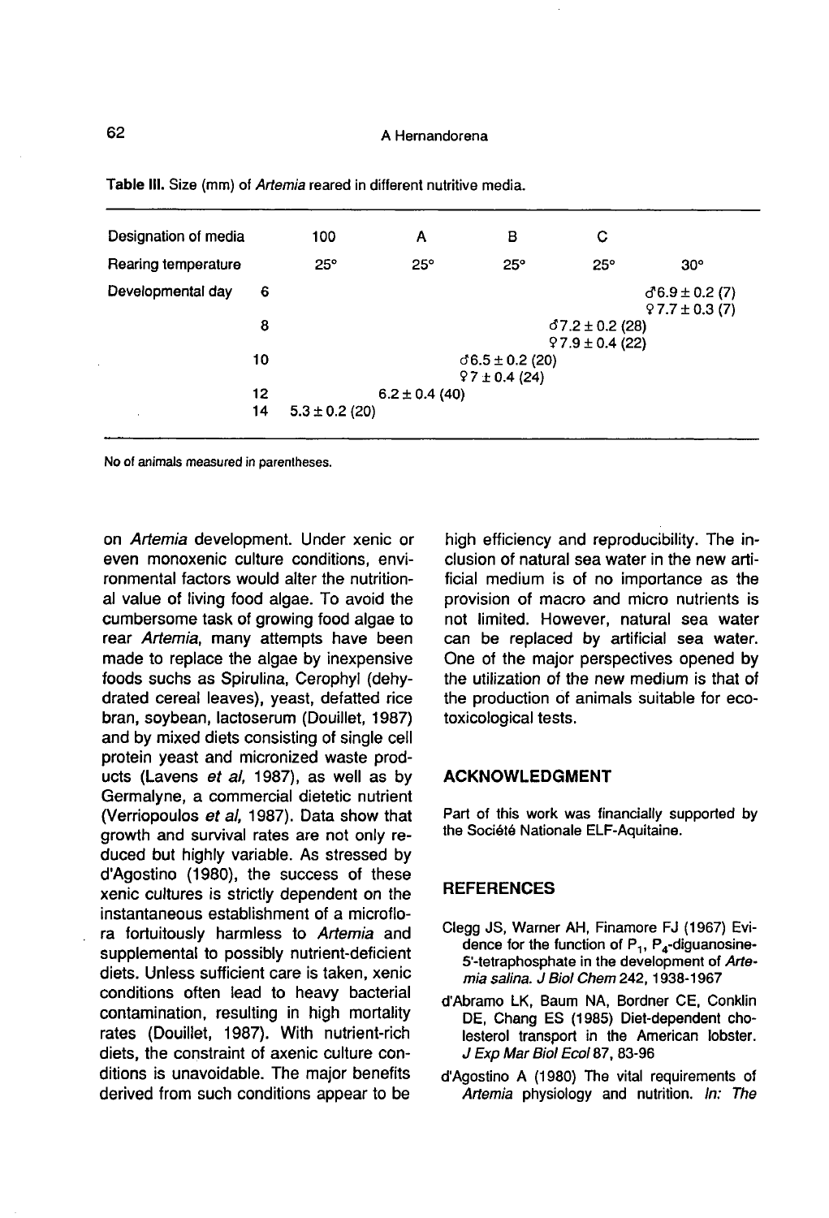**Table III.** Size (mm) of *Artemia* reared in different nutritive media.

| Designation of media | | 100 | A | B | C | |
|---|---|---|---|---|---|---|
| Rearing temperature | | 25° | 25° | 25° | 25° | 30° |
| Developmental day | 6 | | | | | ♂6.9 ± 0.2 (7) ♀7.7 ± 0.3 (7) |
| | 8 | | | | ♂7.2 ± 0.2 (28) ♀7.9 ± 0.4 (22) | |
| | 10 | | | ♂6.5 ± 0.2 (20) ♀7 ± 0.4 (24) | | |
| | 12 | | 6.2 ± 0.4 (40) | | | |
| | 14 | 5.3 ± 0.2 (20) | | | | |

No of animals measured in parentheses.

on *Artemia* development. Under xenic or even monoxenic culture conditions, environmental factors would alter the nutritional value of living food algae. To avoid the cumbersome task of growing food algae to rear *Artemia*, many attempts have been made to replace the algae by inexpensive foods suchs as Spirulina, Cerophyl (dehydrated cereal leaves), yeast, defatted rice bran, soybean, lactoserum (Douillet, 1987) and by mixed diets consisting of single cell protein yeast and micronized waste products (Lavens *et al*, 1987), as well as by Germalyne, a commercial dietetic nutrient (Verriopoulos *et al*, 1987). Data show that growth and survival rates are not only reduced but highly variable. As stressed by d'Agostino (1980), the success of these xenic cultures is strictly dependent on the instantaneous establishment of a microflora fortuitously harmless to *Artemia* and supplemental to possibly nutrient-deficient diets. Unless sufficient care is taken, xenic conditions often lead to heavy bacterial contamination, resulting in high mortality rates (Douillet, 1987). With nutrient-rich diets, the constraint of axenic culture conditions is unavoidable. The major benefits derived from such conditions appear to be high efficiency and reproducibility. The inclusion of natural sea water in the new artificial medium is of no importance as the provision of macro and micro nutrients is not limited. However, natural sea water can be replaced by artificial sea water. One of the major perspectives opened by the utilization of the new medium is that of the production of animals suitable for ecotoxicological tests.

## ACKNOWLEDGMENT

Part of this work was financially supported by the Société Nationale ELF-Aquitaine.

## REFERENCES

Clegg JS, Warner AH, Finamore FJ (1967) Evidence for the function of $P_1$, $P_4$-diguanosine-5'-tetraphosphate in the development of *Artemia salina*. *J Biol Chem* 242, 1938-1967

d'Abramo LK, Baum NA, Bordner CE, Conklin DE, Chang ES (1985) Diet-dependent cholesterol transport in the American lobster. *J Exp Mar Biol Ecol* 87, 83-96

d'Agostino A (1980) The vital requirements of *Artemia* physiology and nutrition. *In: The*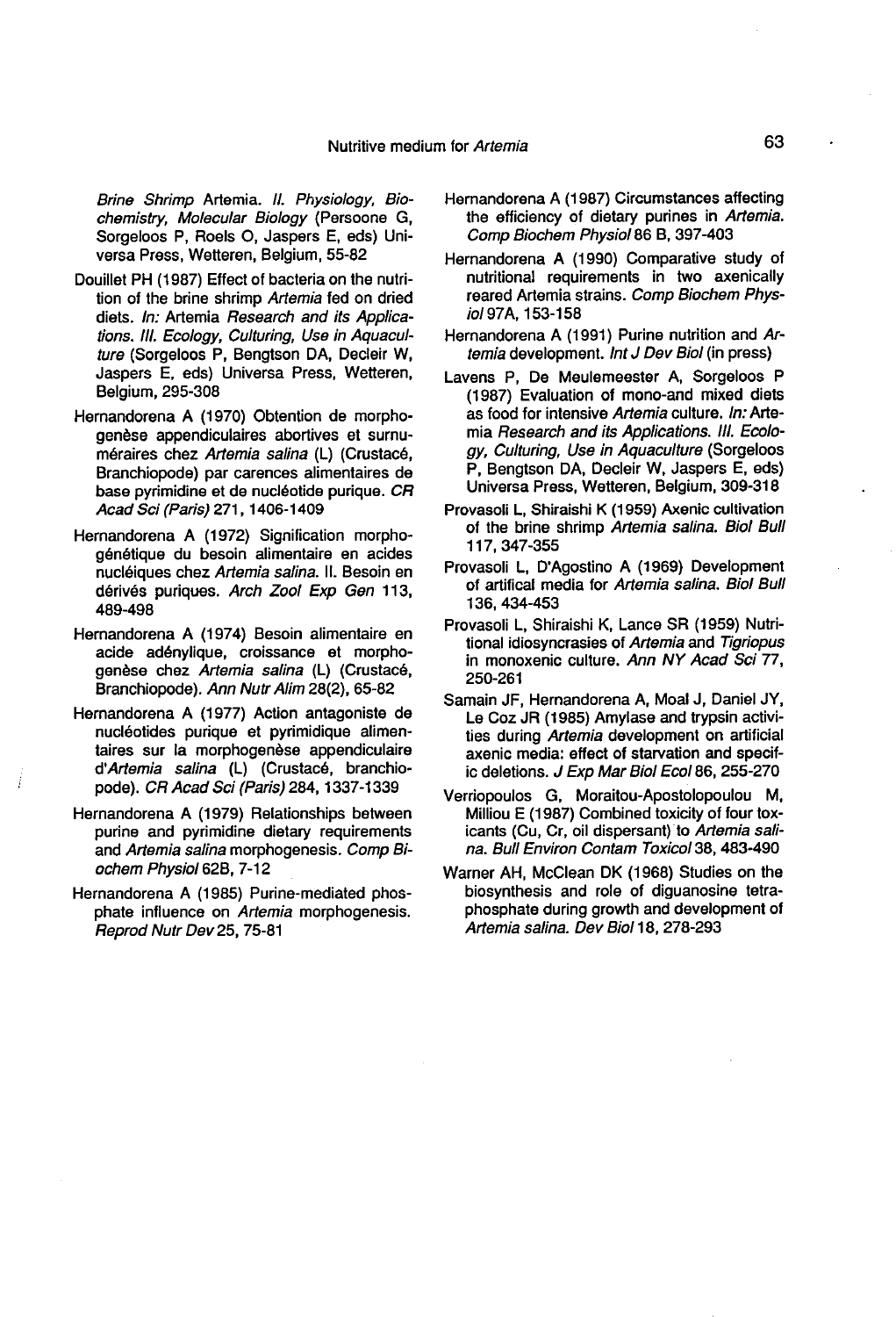*Brine Shrimp* Artemia. *II. Physiology, Biochemistry, Molecular Biology* (Persoone G, Sorgeloos P, Roels O, Jaspers E, eds) Universa Press, Wetteren, Belgium, 55-82

Douillet PH (1987) Effect of bacteria on the nutrition of the brine shrimp *Artemia* fed on dried diets. *In:* Artemia *Research and its Applications. III. Ecology, Culturing, Use in Aquaculture* (Sorgeloos P, Bengtson DA, Decleir W, Jaspers E, eds) Universa Press, Wetteren, Belgium, 295-308

Hernandorena A (1970) Obtention de morphogenèse appendiculaires abortives et surnuméraires chez *Artemia salina* (L) (Crustacé, Branchiopode) par carences alimentaires de base pyrimidine et de nucléotide purique. *CR Acad Sci (Paris)* 271, 1406-1409

Hernandorena A (1972) Signification morphogénétique du besoin alimentaire en acides nucléiques chez *Artemia salina*. II. Besoin en dérivés puriques. *Arch Zool Exp Gen* 113, 489-498

Hernandorena A (1974) Besoin alimentaire en acide adénylique, croissance et morphogenèse chez *Artemia salina* (L) (Crustacé, Branchiopode). *Ann Nutr Alim* 28(2), 65-82

Hernandorena A (1977) Action antagoniste de nucléotides purique et pyrimidique alimentaires sur la morphogenèse appendiculaire d'*Artemia salina* (L) (Crustacé, branchiopode). *CR Acad Sci (Paris)* 284, 1337-1339

Hernandorena A (1979) Relationships between purine and pyrimidine dietary requirements and *Artemia salina* morphogenesis. *Comp Biochem Physiol* 62B, 7-12

Hernandorena A (1985) Purine-mediated phosphate influence on *Artemia* morphogenesis. *Reprod Nutr Dev* 25, 75-81

Hernandorena A (1987) Circumstances affecting the efficiency of dietary purines in *Artemia*. *Comp Biochem Physiol* 86 B, 397-403

Hernandorena A (1990) Comparative study of nutritional requirements in two axenically reared Artemia strains. *Comp Biochem Physiol* 97A, 153-158

Hernandorena A (1991) Purine nutrition and *Artemia* development. *Int J Dev Biol* (in press)

Lavens P, De Meulemeester A, Sorgeloos P (1987) Evaluation of mono-and mixed diets as food for intensive *Artemia* culture. *In:* Artemia *Research and its Applications. III. Ecology, Culturing, Use in Aquaculture* (Sorgeloos P, Bengtson DA, Decleir W, Jaspers E, eds) Universa Press, Wetteren, Belgium, 309-318

Provasoli L, Shiraishi K (1959) Axenic cultivation of the brine shrimp *Artemia salina*. *Biol Bull* 117, 347-355

Provasoli L, D'Agostino A (1969) Development of artifical media for *Artemia salina*. *Biol Bull* 136, 434-453

Provasoli L, Shiraishi K, Lance SR (1959) Nutritional idiosyncrasies of *Artemia* and *Tigriopus* in monoxenic culture. *Ann NY Acad Sci* 77, 250-261

Samain JF, Hernandorena A, Moal J, Daniel JY, Le Coz JR (1985) Amylase and trypsin activities during *Artemia* development on artificial axenic media: effect of starvation and specific deletions. *J Exp Mar Biol Ecol* 86, 255-270

Verriopoulos G, Moraitou-Apostolopoulou M, Milliou E (1987) Combined toxicity of four toxicants (Cu, Cr, oil dispersant) to *Artemia salina*. *Bull Environ Contam Toxicol* 38, 483-490

Warner AH, McClean DK (1968) Studies on the biosynthesis and role of diguanosine tetraphosphate during growth and development of *Artemia salina*. *Dev Biol* 18, 278-293